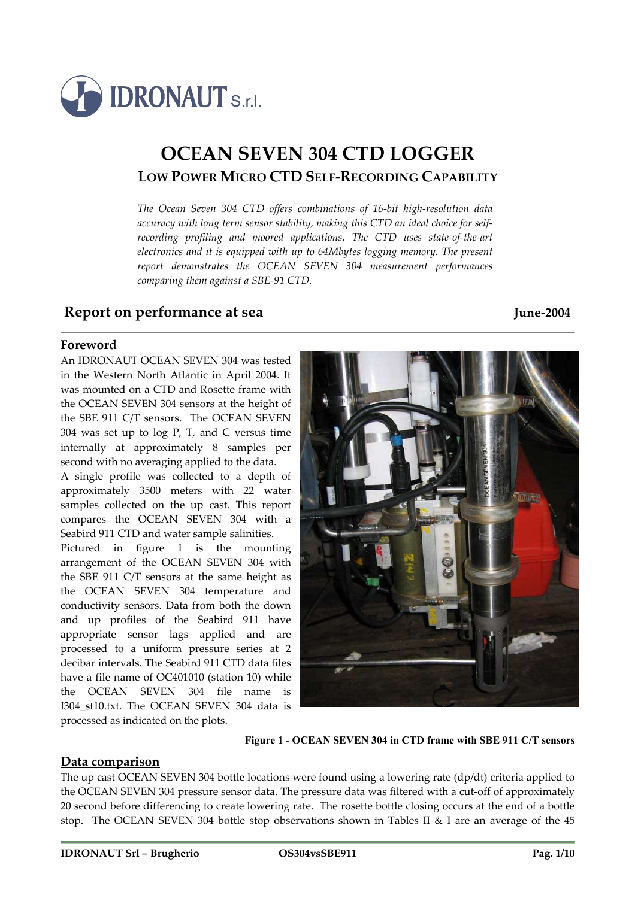IDRONAUT S.r.l.

# OCEAN SEVEN 304 CTD LOGGER

## LOW POWER MICRO CTD SELF-RECORDING CAPABILITY

*The Ocean Seven 304 CTD offers combinations of 16-bit high-resolution data accuracy with long term sensor stability, making this CTD an ideal choice for self-recording profiling and moored applications. The CTD uses state-of-the-art electronics and it is equipped with up to 64Mbytes logging memory. The present report demonstrates the OCEAN SEVEN 304 measurement performances comparing them against a SBE-91 CTD.*

## Report on performance at sea

**June-2004**

### Foreword

An IDRONAUT OCEAN SEVEN 304 was tested in the Western North Atlantic in April 2004. It was mounted on a CTD and Rosette frame with the OCEAN SEVEN 304 sensors at the height of the SBE 911 C/T sensors. The OCEAN SEVEN 304 was set up to log P, T, and C versus time internally at approximately 8 samples per second with no averaging applied to the data.

A single profile was collected to a depth of approximately 3500 meters with 22 water samples collected on the up cast. This report compares the OCEAN SEVEN 304 with a Seabird 911 CTD and water sample salinities.

Pictured in figure 1 is the mounting arrangement of the OCEAN SEVEN 304 with the SBE 911 C/T sensors at the same height as the OCEAN SEVEN 304 temperature and conductivity sensors. Data from both the down and up profiles of the Seabird 911 have appropriate sensor lags applied and are processed to a uniform pressure series at 2 decibar intervals. The Seabird 911 CTD data files have a file name of OC401010 (station 10) while the OCEAN SEVEN 304 file name is I304_st10.txt. The OCEAN SEVEN 304 data is processed as indicated on the plots.

**Figure 1 - OCEAN SEVEN 304 in CTD frame with SBE 911 C/T sensors**

### Data comparison

The up cast OCEAN SEVEN 304 bottle locations were found using a lowering rate (dp/dt) criteria applied to the OCEAN SEVEN 304 pressure sensor data. The pressure data was filtered with a cut-off of approximately 20 second before differencing to create lowering rate. The rosette bottle closing occurs at the end of a bottle stop. The OCEAN SEVEN 304 bottle stop observations shown in Tables II & I are an average of the 45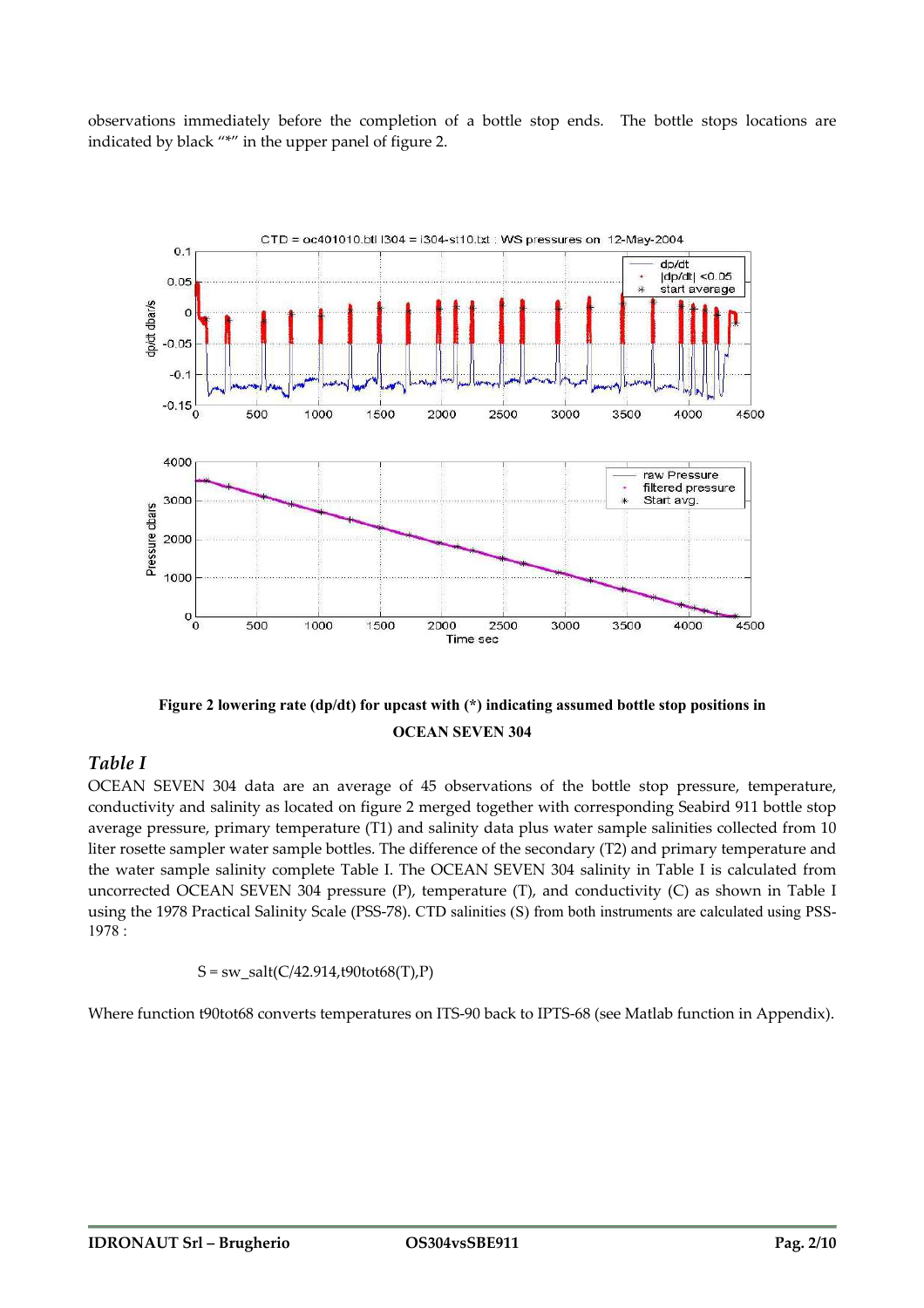observations immediately before the completion of a bottle stop ends. The bottle stops locations are indicated by black "*" in the upper panel of figure 2.

**Figure 2 lowering rate (dp/dt) for upcast with (*) indicating assumed bottle stop positions in OCEAN SEVEN 304**

## *Table I*

OCEAN SEVEN 304 data are an average of 45 observations of the bottle stop pressure, temperature, conductivity and salinity as located on figure 2 merged together with corresponding Seabird 911 bottle stop average pressure, primary temperature (T1) and salinity data plus water sample salinities collected from 10 liter rosette sampler water sample bottles. The difference of the secondary (T2) and primary temperature and the water sample salinity complete Table I. The OCEAN SEVEN 304 salinity in Table I is calculated from uncorrected OCEAN SEVEN 304 pressure (P), temperature (T), and conductivity (C) as shown in Table I using the 1978 Practical Salinity Scale (PSS-78). CTD salinities (S) from both instruments are calculated using PSS-1978 :

S = sw_salt(C/42.914,t90tot68(T),P)

Where function t90tot68 converts temperatures on ITS-90 back to IPTS-68 (see Matlab function in Appendix).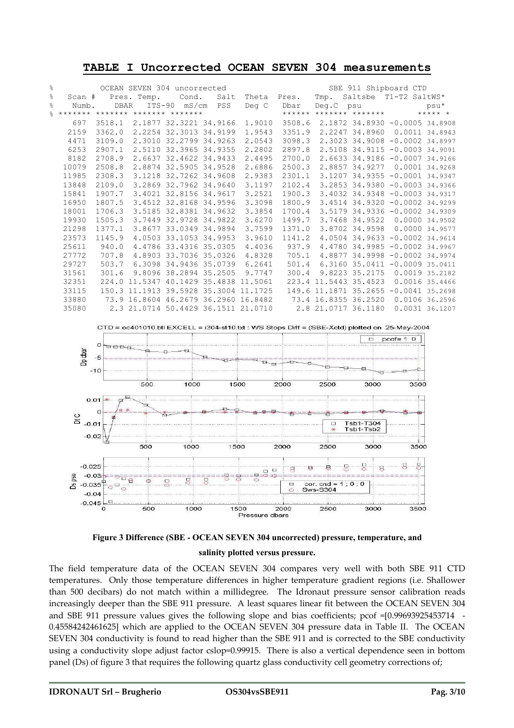## TABLE I Uncorrected OCEAN SEVEN 304 measurements

| Scan # Numb. | Pres. DBAR | Temp. ITS-90 | Cond. mS/cm | Salt PSS | Theta Deg C | Pres. Dbar | Tmp. Deg.C | Saltsbe psu | T1-T2 | SaltWS* psu* |
|---|---|---|---|---|---|---|---|---|---|---|
| | OCEAN SEVEN 304 uncorrected | | | | | SBE 911 Shipboard CTD | | | | |
| 697 | 3518.1 | 2.1877 | 32.3221 | 34.9166 | 1.9010 | 3508.6 | 2.1872 | 34.8930 | -0.0005 | 34.8908 |
| 2159 | 3362.0 | 2.2254 | 32.3013 | 34.9199 | 1.9543 | 3351.9 | 2.2247 | 34.8960 | 0.0011 | 34.8943 |
| 4471 | 3109.0 | 2.3010 | 32.2799 | 34.9263 | 2.0543 | 3098.3 | 2.3023 | 34.9008 | -0.0002 | 34.8997 |
| 6253 | 2907.1 | 2.5110 | 32.3965 | 34.9355 | 2.2802 | 2897.8 | 2.5108 | 34.9115 | -0.0003 | 34.9091 |
| 8182 | 2708.9 | 2.6637 | 32.4622 | 34.9433 | 2.4495 | 2700.0 | 2.6633 | 34.9186 | -0.0007 | 34.9166 |
| 10079 | 2508.8 | 2.8874 | 32.5905 | 34.9528 | 2.6886 | 2500.3 | 2.8857 | 34.9277 | 0.0001 | 34.9268 |
| 11985 | 2308.3 | 3.1218 | 32.7262 | 34.9608 | 2.9383 | 2301.1 | 3.1207 | 34.9355 | -0.0001 | 34.9347 |
| 13848 | 2109.0 | 3.2869 | 32.7962 | 34.9640 | 3.1197 | 2102.4 | 3.2853 | 34.9380 | -0.0003 | 34.9366 |
| 15841 | 1907.7 | 3.4021 | 32.8156 | 34.9617 | 3.2521 | 1900.3 | 3.4032 | 34.9348 | -0.0003 | 34.9317 |
| 16950 | 1807.5 | 3.4512 | 32.8168 | 34.9596 | 3.3098 | 1800.9 | 3.4514 | 34.9320 | -0.0002 | 34.9299 |
| 18001 | 1706.3 | 3.5185 | 32.8381 | 34.9632 | 3.3854 | 1700.4 | 3.5179 | 34.9336 | -0.0002 | 34.9309 |
| 19930 | 1505.3 | 3.7449 | 32.9728 | 34.9822 | 3.6270 | 1499.7 | 3.7468 | 34.9522 | 0.0000 | 34.9502 |
| 21298 | 1377.1 | 3.8677 | 33.0349 | 34.9894 | 3.7599 | 1371.0 | 3.8702 | 34.9598 | 0.0000 | 34.9577 |
| 23573 | 1145.9 | 4.0503 | 33.1053 | 34.9953 | 3.9610 | 1141.2 | 4.0504 | 34.9633 | -0.0002 | 34.9614 |
| 25611 | 940.0 | 4.4786 | 33.4316 | 35.0305 | 4.4036 | 937.9 | 4.4780 | 34.9985 | -0.0002 | 34.9967 |
| 27772 | 707.8 | 4.8903 | 33.7036 | 35.0326 | 4.8328 | 705.1 | 4.8877 | 34.9998 | -0.0002 | 34.9974 |
| 29727 | 503.7 | 6.3098 | 34.9436 | 35.0739 | 6.2641 | 501.4 | 6.3160 | 35.0411 | -0.0009 | 35.0411 |
| 31561 | 301.6 | 9.8096 | 38.2894 | 35.2505 | 9.7747 | 300.4 | 9.8223 | 35.2175 | 0.0019 | 35.2182 |
| 32351 | 224.0 | 11.5347 | 40.1429 | 35.4838 | 11.5061 | 223.4 | 11.5443 | 35.4523 | 0.0016 | 35.4466 |
| 33115 | 150.3 | 11.1913 | 39.5928 | 35.3004 | 11.1725 | 149.6 | 11.1871 | 35.2655 | -0.0041 | 35.2698 |
| 33880 | 73.9 | 16.8604 | 46.2679 | 36.2960 | 16.8482 | 73.4 | 16.8355 | 36.2520 | 0.0106 | 36.2596 |
| 35080 | 2.3 | 21.0714 | 50.4429 | 36.1511 | 21.0710 | 2.8 | 21.0717 | 36.1180 | 0.0031 | 36.1207 |

**Figure 3 Difference (SBE - OCEAN SEVEN 304 uncorrected) pressure, temperature, and salinity plotted versus pressure.**

The field temperature data of the OCEAN SEVEN 304 compares very well with both SBE 911 CTD temperatures. Only those temperature differences in higher temperature gradient regions (i.e. Shallower than 500 decibars) do not match within a millidegree. The Idronaut pressure sensor calibration reads increasingly deeper than the SBE 911 pressure. A least squares linear fit between the OCEAN SEVEN 304 and SBE 911 pressure values gives the following slope and bias coefficients; pcof =[0.99693925453714 -0.45584242461625] which are applied to the OCEAN SEVEN 304 pressure data in Table II. The OCEAN SEVEN 304 conductivity is found to read higher than the SBE 911 and is corrected to the SBE conductivity using a conductivity slope adjust factor cslop=0.99915. There is also a vertical dependence seen in bottom panel (Ds) of figure 3 that requires the following quartz glass conductivity cell geometry corrections of;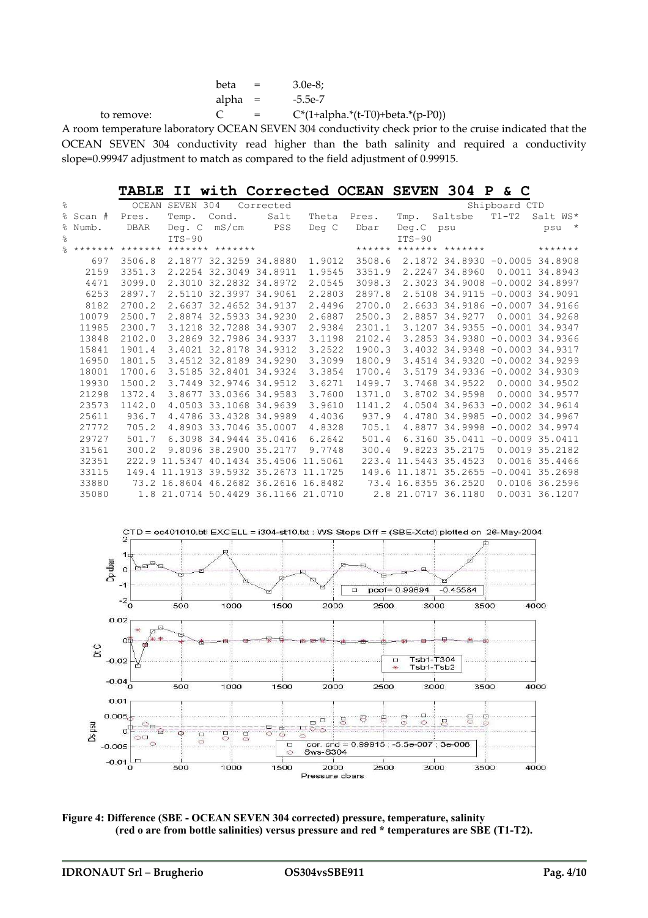beta = 3.0e-8;

alpha = -5.5e-7

to remove: C = C*(1+alpha.*(t-T0)+beta.*(p-P0))

A room temperature laboratory OCEAN SEVEN 304 conductivity check prior to the cruise indicated that the OCEAN SEVEN 304 conductivity read higher than the bath salinity and required a conductivity slope=0.99947 adjustment to match as compared to the field adjustment of 0.99915.

## TABLE II with Corrected OCEAN SEVEN 304 P & C

| Scan # Numb. | OCEAN SEVEN 304 Pres. DBAR | Temp. Deg. C ITS-90 | Cond. mS/cm | Corrected Salt PSS | Theta Deg C | Shipboard CTD Pres. Dbar | Tmp. Deg.C ITS-90 | Saltsbe psu | T1-T2 | Salt WS* psu * |
|---|---|---|---|---|---|---|---|---|---|---|
| 697 | 3506.8 | 2.1877 | 32.3259 | 34.8880 | 1.9012 | 3508.6 | 2.1872 | 34.8930 | -0.0005 | 34.8908 |
| 2159 | 3351.3 | 2.2254 | 32.3049 | 34.8911 | 1.9545 | 3351.9 | 2.2247 | 34.8960 | 0.0011 | 34.8943 |
| 4471 | 3099.0 | 2.3010 | 32.2832 | 34.8972 | 2.0545 | 3098.3 | 2.3023 | 34.9008 | -0.0002 | 34.8997 |
| 6253 | 2897.7 | 2.5110 | 32.3997 | 34.9061 | 2.2803 | 2897.8 | 2.5108 | 34.9115 | -0.0003 | 34.9091 |
| 8182 | 2700.2 | 2.6637 | 32.4652 | 34.9137 | 2.4496 | 2700.0 | 2.6633 | 34.9186 | -0.0007 | 34.9166 |
| 10079 | 2500.7 | 2.8874 | 32.5933 | 34.9230 | 2.6887 | 2500.3 | 2.8857 | 34.9277 | 0.0001 | 34.9268 |
| 11985 | 2300.7 | 3.1218 | 32.7288 | 34.9307 | 2.9384 | 2301.1 | 3.1207 | 34.9355 | -0.0001 | 34.9347 |
| 13848 | 2102.0 | 3.2869 | 32.7986 | 34.9337 | 3.1198 | 2102.4 | 3.2853 | 34.9380 | -0.0003 | 34.9366 |
| 15841 | 1901.4 | 3.4021 | 32.8178 | 34.9312 | 3.2522 | 1900.3 | 3.4032 | 34.9348 | -0.0003 | 34.9317 |
| 16950 | 1801.5 | 3.4512 | 32.8189 | 34.9290 | 3.3099 | 1800.9 | 3.4514 | 34.9320 | -0.0002 | 34.9299 |
| 18001 | 1700.6 | 3.5185 | 32.8401 | 34.9324 | 3.3854 | 1700.4 | 3.5179 | 34.9336 | -0.0002 | 34.9309 |
| 19930 | 1500.2 | 3.7449 | 32.9746 | 34.9512 | 3.6271 | 1499.7 | 3.7468 | 34.9522 | 0.0000 | 34.9502 |
| 21298 | 1372.4 | 3.8677 | 33.0366 | 34.9583 | 3.7600 | 1371.0 | 3.8702 | 34.9598 | 0.0000 | 34.9577 |
| 23573 | 1142.0 | 4.0503 | 33.1068 | 34.9639 | 3.9610 | 1141.2 | 4.0504 | 34.9633 | -0.0002 | 34.9614 |
| 25611 | 936.7 | 4.4786 | 33.4328 | 34.9989 | 4.4036 | 937.9 | 4.4780 | 34.9985 | -0.0002 | 34.9967 |
| 27772 | 705.2 | 4.8903 | 33.7046 | 35.0007 | 4.8328 | 705.1 | 4.8877 | 34.9998 | -0.0002 | 34.9974 |
| 29727 | 501.7 | 6.3098 | 34.9444 | 35.0416 | 6.2642 | 501.4 | 6.3160 | 35.0411 | -0.0009 | 35.0411 |
| 31561 | 300.2 | 9.8096 | 38.2900 | 35.2177 | 9.7748 | 300.4 | 9.8223 | 35.2175 | 0.0019 | 35.2182 |
| 32351 | 222.9 | 11.5347 | 40.1434 | 35.4506 | 11.5061 | 223.4 | 11.5443 | 35.4523 | 0.0016 | 35.4466 |
| 33115 | 149.4 | 11.1913 | 39.5932 | 35.2673 | 11.1725 | 149.6 | 11.1871 | 35.2655 | -0.0041 | 35.2698 |
| 33880 | 73.2 | 16.8604 | 46.2682 | 36.2616 | 16.8482 | 73.4 | 16.8355 | 36.2520 | 0.0106 | 36.2596 |
| 35080 | 1.8 | 21.0714 | 50.4429 | 36.1166 | 21.0710 | 2.8 | 21.0717 | 36.1180 | 0.0031 | 36.1207 |

**Figure 4: Difference (SBE - OCEAN SEVEN 304 corrected) pressure, temperature, salinity (red o are from bottle salinities) versus pressure and red * temperatures are SBE (T1-T2).**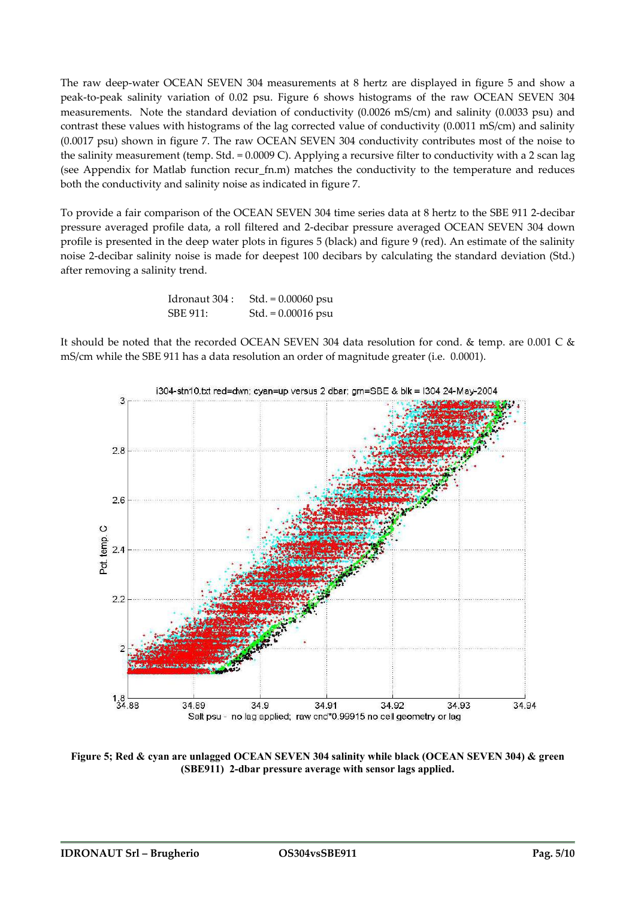The raw deep-water OCEAN SEVEN 304 measurements at 8 hertz are displayed in figure 5 and show a peak-to-peak salinity variation of 0.02 psu. Figure 6 shows histograms of the raw OCEAN SEVEN 304 measurements. Note the standard deviation of conductivity (0.0026 mS/cm) and salinity (0.0033 psu) and contrast these values with histograms of the lag corrected value of conductivity (0.0011 mS/cm) and salinity (0.0017 psu) shown in figure 7. The raw OCEAN SEVEN 304 conductivity contributes most of the noise to the salinity measurement (temp. Std. = 0.0009 C). Applying a recursive filter to conductivity with a 2 scan lag (see Appendix for Matlab function recur_fn.m) matches the conductivity to the temperature and reduces both the conductivity and salinity noise as indicated in figure 7.

To provide a fair comparison of the OCEAN SEVEN 304 time series data at 8 hertz to the SBE 911 2-decibar pressure averaged profile data, a roll filtered and 2-decibar pressure averaged OCEAN SEVEN 304 down profile is presented in the deep water plots in figures 5 (black) and figure 9 (red). An estimate of the salinity noise 2-decibar salinity noise is made for deepest 100 decibars by calculating the standard deviation (Std.) after removing a salinity trend.

| | |
|---|---|
| Idronaut 304 : | Std. = 0.00060 psu |
| SBE 911: | Std. = 0.00016 psu |

It should be noted that the recorded OCEAN SEVEN 304 data resolution for cond. & temp. are 0.001 C & mS/cm while the SBE 911 has a data resolution an order of magnitude greater (i.e. 0.0001).

**Figure 5; Red & cyan are unlagged OCEAN SEVEN 304 salinity while black (OCEAN SEVEN 304) & green (SBE911) 2-dbar pressure average with sensor lags applied.**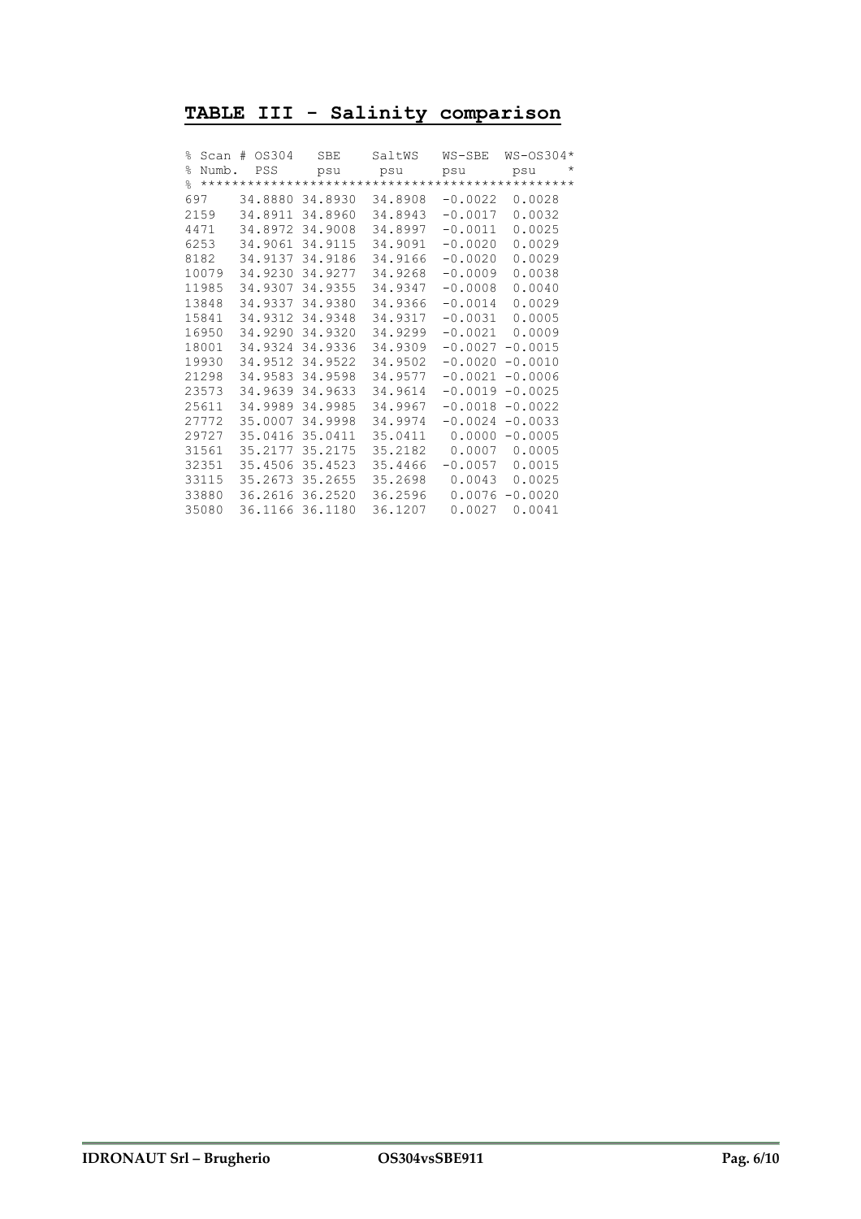## TABLE III - Salinity comparison

| % Scan # Numb. | OS304 PSS | SBE psu | SaltWS psu | WS-SBE psu | WS-OS304* psu |
|---|---|---|---|---|---|
| 697 | 34.8880 | 34.8930 | 34.8908 | -0.0022 | 0.0028 |
| 2159 | 34.8911 | 34.8960 | 34.8943 | -0.0017 | 0.0032 |
| 4471 | 34.8972 | 34.9008 | 34.8997 | -0.0011 | 0.0025 |
| 6253 | 34.9061 | 34.9115 | 34.9091 | -0.0020 | 0.0029 |
| 8182 | 34.9137 | 34.9186 | 34.9166 | -0.0020 | 0.0029 |
| 10079 | 34.9230 | 34.9277 | 34.9268 | -0.0009 | 0.0038 |
| 11985 | 34.9307 | 34.9355 | 34.9347 | -0.0008 | 0.0040 |
| 13848 | 34.9337 | 34.9380 | 34.9366 | -0.0014 | 0.0029 |
| 15841 | 34.9312 | 34.9348 | 34.9317 | -0.0031 | 0.0005 |
| 16950 | 34.9290 | 34.9320 | 34.9299 | -0.0021 | 0.0009 |
| 18001 | 34.9324 | 34.9336 | 34.9309 | -0.0027 | -0.0015 |
| 19930 | 34.9512 | 34.9522 | 34.9502 | -0.0020 | -0.0010 |
| 21298 | 34.9583 | 34.9598 | 34.9577 | -0.0021 | -0.0006 |
| 23573 | 34.9639 | 34.9633 | 34.9614 | -0.0019 | -0.0025 |
| 25611 | 34.9989 | 34.9985 | 34.9967 | -0.0018 | -0.0022 |
| 27772 | 35.0007 | 34.9998 | 34.9974 | -0.0024 | -0.0033 |
| 29727 | 35.0416 | 35.0411 | 35.0411 | 0.0000 | -0.0005 |
| 31561 | 35.2177 | 35.2175 | 35.2182 | 0.0007 | 0.0005 |
| 32351 | 35.4506 | 35.4523 | 35.4466 | -0.0057 | 0.0015 |
| 33115 | 35.2673 | 35.2655 | 35.2698 | 0.0043 | 0.0025 |
| 33880 | 36.2616 | 36.2520 | 36.2596 | 0.0076 | -0.0020 |
| 35080 | 36.1166 | 36.1180 | 36.1207 | 0.0027 | 0.0041 |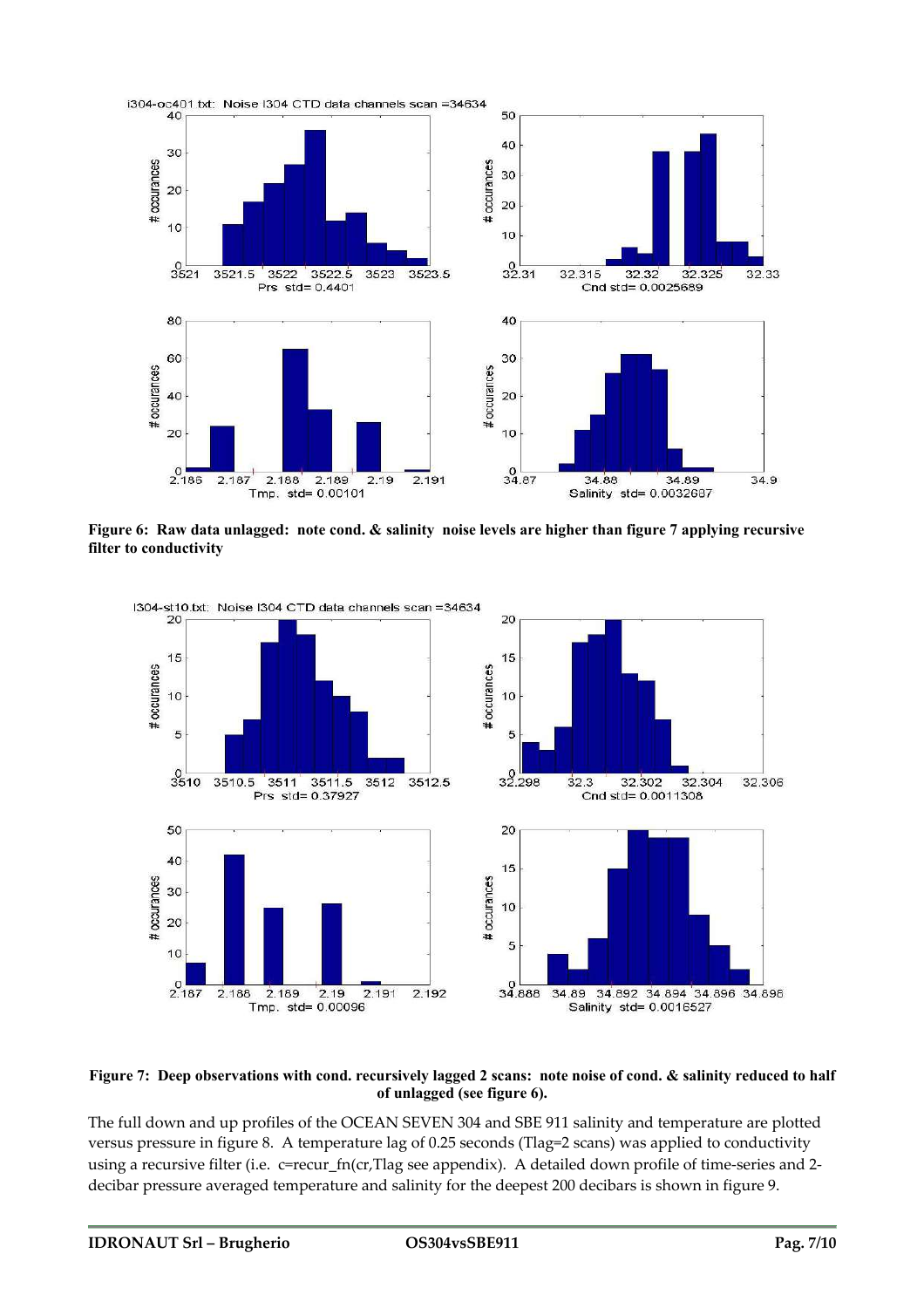**Figure 6: Raw data unlagged: note cond. & salinity noise levels are higher than figure 7 applying recursive filter to conductivity**

**Figure 7: Deep observations with cond. recursively lagged 2 scans: note noise of cond. & salinity reduced to half of unlagged (see figure 6).**

The full down and up profiles of the OCEAN SEVEN 304 and SBE 911 salinity and temperature are plotted versus pressure in figure 8. A temperature lag of 0.25 seconds (Tlag=2 scans) was applied to conductivity using a recursive filter (i.e. c=recur_fn(cr,Tlag see appendix). A detailed down profile of time-series and 2-decibar pressure averaged temperature and salinity for the deepest 200 decibars is shown in figure 9.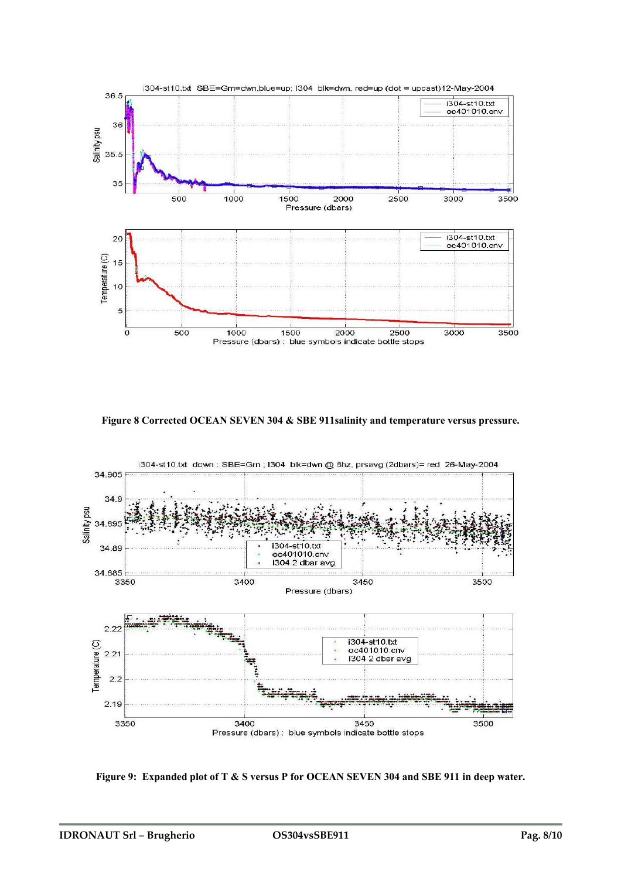**Figure 8 Corrected OCEAN SEVEN 304 & SBE 911salinity and temperature versus pressure.**

**Figure 9: Expanded plot of T & S versus P for OCEAN SEVEN 304 and SBE 911 in deep water.**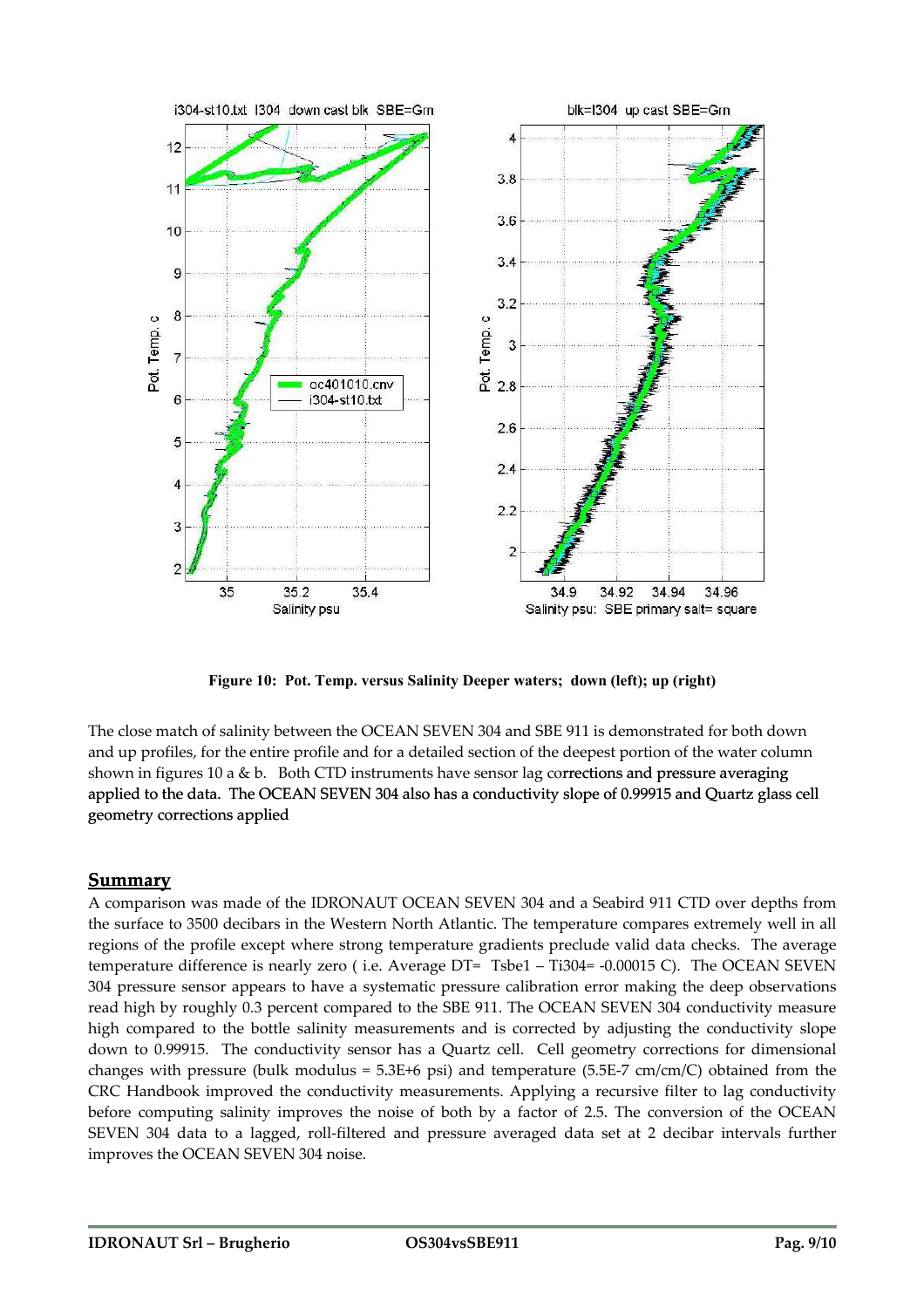**Figure 10: Pot. Temp. versus Salinity Deeper waters; down (left); up (right)**

The close match of salinity between the OCEAN SEVEN 304 and SBE 911 is demonstrated for both down and up profiles, for the entire profile and for a detailed section of the deepest portion of the water column shown in figures 10 a & b. Both CTD instruments have sensor lag corrections and pressure averaging applied to the data. The OCEAN SEVEN 304 also has a conductivity slope of 0.99915 and Quartz glass cell geometry corrections applied

## Summary

A comparison was made of the IDRONAUT OCEAN SEVEN 304 and a Seabird 911 CTD over depths from the surface to 3500 decibars in the Western North Atlantic. The temperature compares extremely well in all regions of the profile except where strong temperature gradients preclude valid data checks. The average temperature difference is nearly zero ( i.e. Average DT= Tsbe1 – Ti304= -0.00015 C). The OCEAN SEVEN 304 pressure sensor appears to have a systematic pressure calibration error making the deep observations read high by roughly 0.3 percent compared to the SBE 911. The OCEAN SEVEN 304 conductivity measure high compared to the bottle salinity measurements and is corrected by adjusting the conductivity slope down to 0.99915. The conductivity sensor has a Quartz cell. Cell geometry corrections for dimensional changes with pressure (bulk modulus = 5.3E+6 psi) and temperature (5.5E-7 cm/cm/C) obtained from the CRC Handbook improved the conductivity measurements. Applying a recursive filter to lag conductivity before computing salinity improves the noise of both by a factor of 2.5. The conversion of the OCEAN SEVEN 304 data to a lagged, roll-filtered and pressure averaged data set at 2 decibar intervals further improves the OCEAN SEVEN 304 noise.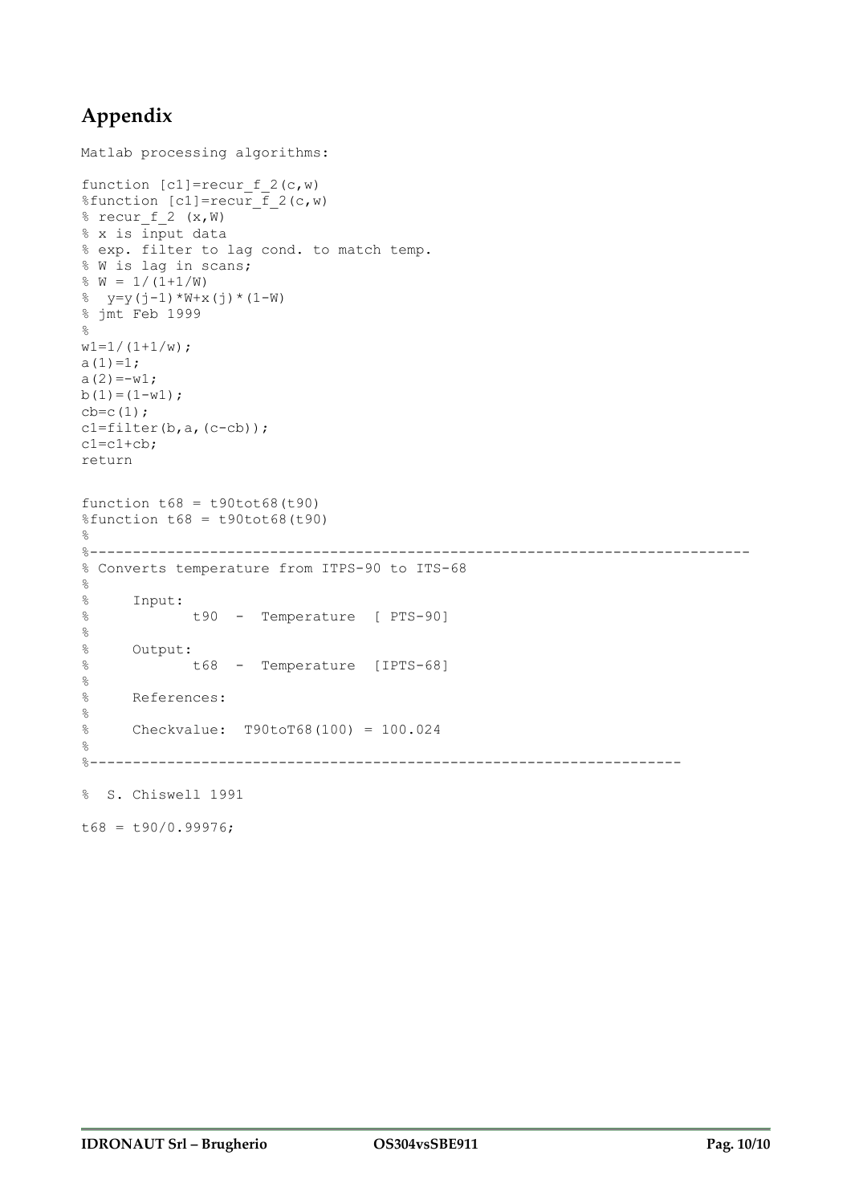## Appendix

Matlab processing algorithms:

```
function [c1]=recur_f_2(c,w)
%function [c1]=recur_f_2(c,w)
% recur_f_2 (x,W)
% x is input data
% exp. filter to lag cond. to match temp.
% W is lag in scans;
% W = 1/(1+1/W)
%  y=y(j-1)*W+x(j)*(1-W)
% jmt Feb 1999
%
w1=1/(1+1/w);
a(1)=1;
a(2)=-w1;
b(1)=(1-w1);
cb=c(1);
c1=filter(b,a,(c-cb));
c1=c1+cb;
return


function t68 = t90tot68(t90)
%function t68 = t90tot68(t90)
%
%----------------------------------------------------------------------------
% Converts temperature from ITPS-90 to ITS-68
%
%     Input:
%            t90  -  Temperature  [ PTS-90]
%
%     Output:
%            t68  -  Temperature  [IPTS-68]
%
%     References:
%
%     Checkvalue:  T90toT68(100) = 100.024
%
%--------------------------------------------------------------------

%  S. Chiswell 1991

t68 = t90/0.99976;
```